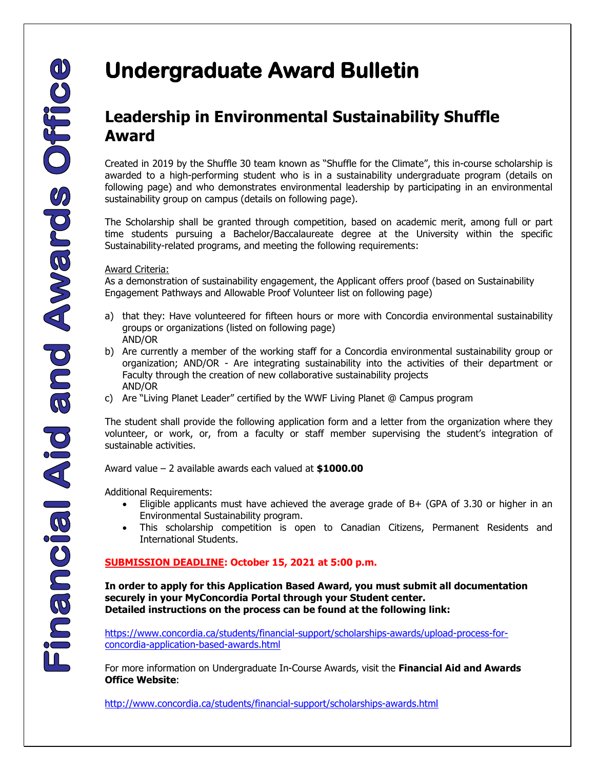# Undergraduate Award Bulletin

## Leadership in Environmental Sustainability Shuffle Award

Created in 2019 by the Shuffle 30 team known as "Shuffle for the Climate", this in-course scholarship is awarded to a high-performing student who is in a sustainability undergraduate program (details on following page) and who demonstrates environmental leadership by participating in an environmental sustainability group on campus (details on following page).

The Scholarship shall be granted through competition, based on academic merit, among full or part time students pursuing a Bachelor/Baccalaureate degree at the University within the specific Sustainability-related programs, and meeting the following requirements:

Award Criteria:
As a demonstration of sustainability engagement, the Applicant offers proof (based on Sustainability Engagement Pathways and Allowable Proof Volunteer list on following page)

a) that they: Have volunteered for fifteen hours or more with Concordia environmental sustainability groups or organizations (listed on following page)
AND/OR
b) Are currently a member of the working staff for a Concordia environmental sustainability group or organization; AND/OR - Are integrating sustainability into the activities of their department or Faculty through the creation of new collaborative sustainability projects
AND/OR
c) Are "Living Planet Leader" certified by the WWF Living Planet @ Campus program

The student shall provide the following application form and a letter from the organization where they volunteer, or work, or, from a faculty or staff member supervising the student's integration of sustainable activities.

Award value – 2 available awards each valued at **$1000.00**

Additional Requirements:

- Eligible applicants must have achieved the average grade of B+ (GPA of 3.30 or higher in an Environmental Sustainability program.
- This scholarship competition is open to Canadian Citizens, Permanent Residents and International Students.

**SUBMISSION DEADLINE: October 15, 2021 at 5:00 p.m.**

**In order to apply for this Application Based Award, you must submit all documentation securely in your MyConcordia Portal through your Student center.**
**Detailed instructions on the process can be found at the following link:**

https://www.concordia.ca/students/financial-support/scholarships-awards/upload-process-for-concordia-application-based-awards.html

For more information on Undergraduate In-Course Awards, visit the **Financial Aid and Awards Office Website**:

http://www.concordia.ca/students/financial-support/scholarships-awards.html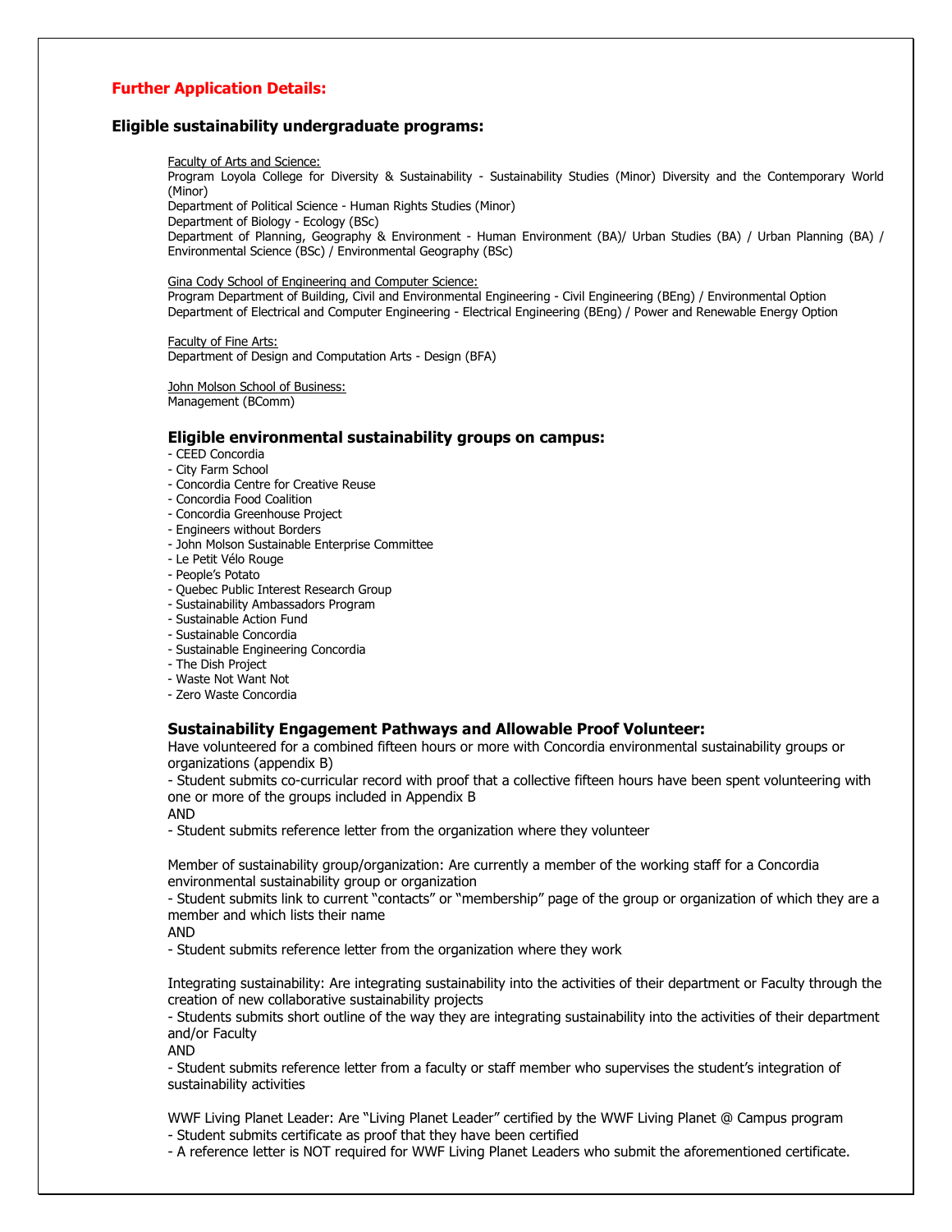## Further Application Details:

### Eligible sustainability undergraduate programs:

Faculty of Arts and Science:
Program Loyola College for Diversity & Sustainability - Sustainability Studies (Minor) Diversity and the Contemporary World (Minor)
Department of Political Science - Human Rights Studies (Minor)
Department of Biology - Ecology (BSc)
Department of Planning, Geography & Environment - Human Environment (BA)/ Urban Studies (BA) / Urban Planning (BA) / Environmental Science (BSc) / Environmental Geography (BSc)

Gina Cody School of Engineering and Computer Science:
Program Department of Building, Civil and Environmental Engineering - Civil Engineering (BEng) / Environmental Option
Department of Electrical and Computer Engineering - Electrical Engineering (BEng) / Power and Renewable Energy Option

Faculty of Fine Arts:
Department of Design and Computation Arts - Design (BFA)

John Molson School of Business:
Management (BComm)

### Eligible environmental sustainability groups on campus:

- CEED Concordia
- City Farm School
- Concordia Centre for Creative Reuse
- Concordia Food Coalition
- Concordia Greenhouse Project
- Engineers without Borders
- John Molson Sustainable Enterprise Committee
- Le Petit Vélo Rouge
- People's Potato
- Quebec Public Interest Research Group
- Sustainability Ambassadors Program
- Sustainable Action Fund
- Sustainable Concordia
- Sustainable Engineering Concordia
- The Dish Project
- Waste Not Want Not
- Zero Waste Concordia

### Sustainability Engagement Pathways and Allowable Proof Volunteer:

Have volunteered for a combined fifteen hours or more with Concordia environmental sustainability groups or organizations (appendix B)
- Student submits co-curricular record with proof that a collective fifteen hours have been spent volunteering with one or more of the groups included in Appendix B

AND
- Student submits reference letter from the organization where they volunteer

Member of sustainability group/organization: Are currently a member of the working staff for a Concordia environmental sustainability group or organization
- Student submits link to current "contacts" or "membership" page of the group or organization of which they are a member and which lists their name

AND
- Student submits reference letter from the organization where they work

Integrating sustainability: Are integrating sustainability into the activities of their department or Faculty through the creation of new collaborative sustainability projects
- Students submits short outline of the way they are integrating sustainability into the activities of their department and/or Faculty

AND
- Student submits reference letter from a faculty or staff member who supervises the student's integration of sustainability activities

WWF Living Planet Leader: Are "Living Planet Leader" certified by the WWF Living Planet @ Campus program
- Student submits certificate as proof that they have been certified
- A reference letter is NOT required for WWF Living Planet Leaders who submit the aforementioned certificate.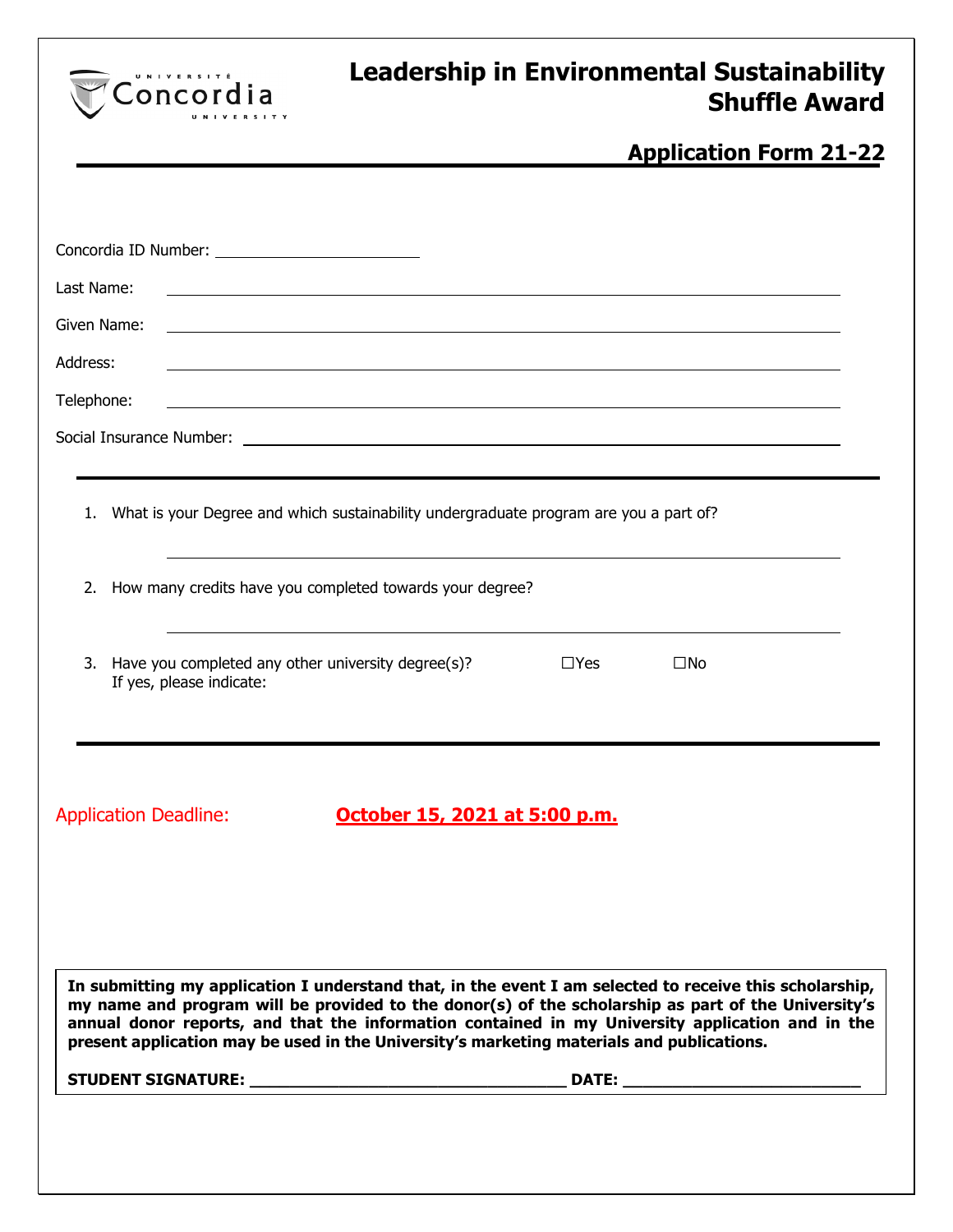# Leadership in Environmental Sustainability Shuffle Award

## Application Form 21-22

Concordia ID Number: ______________________

Last Name: ______________________

Given Name: ______________________

Address: ______________________

Telephone: ______________________

Social Insurance Number: ______________________

---

1. What is your Degree and which sustainability undergraduate program are you a part of?

   ______________________

2. How many credits have you completed towards your degree?

   ______________________

3. Have you completed any other university degree(s)? ☐Yes ☐No
   If yes, please indicate:

---

Application Deadline: **October 15, 2021 at 5:00 p.m.**

**In submitting my application I understand that, in the event I am selected to receive this scholarship, my name and program will be provided to the donor(s) of the scholarship as part of the University's annual donor reports, and that the information contained in my University application and in the present application may be used in the University's marketing materials and publications.**

**STUDENT SIGNATURE:** ______________________ **DATE:** ______________________